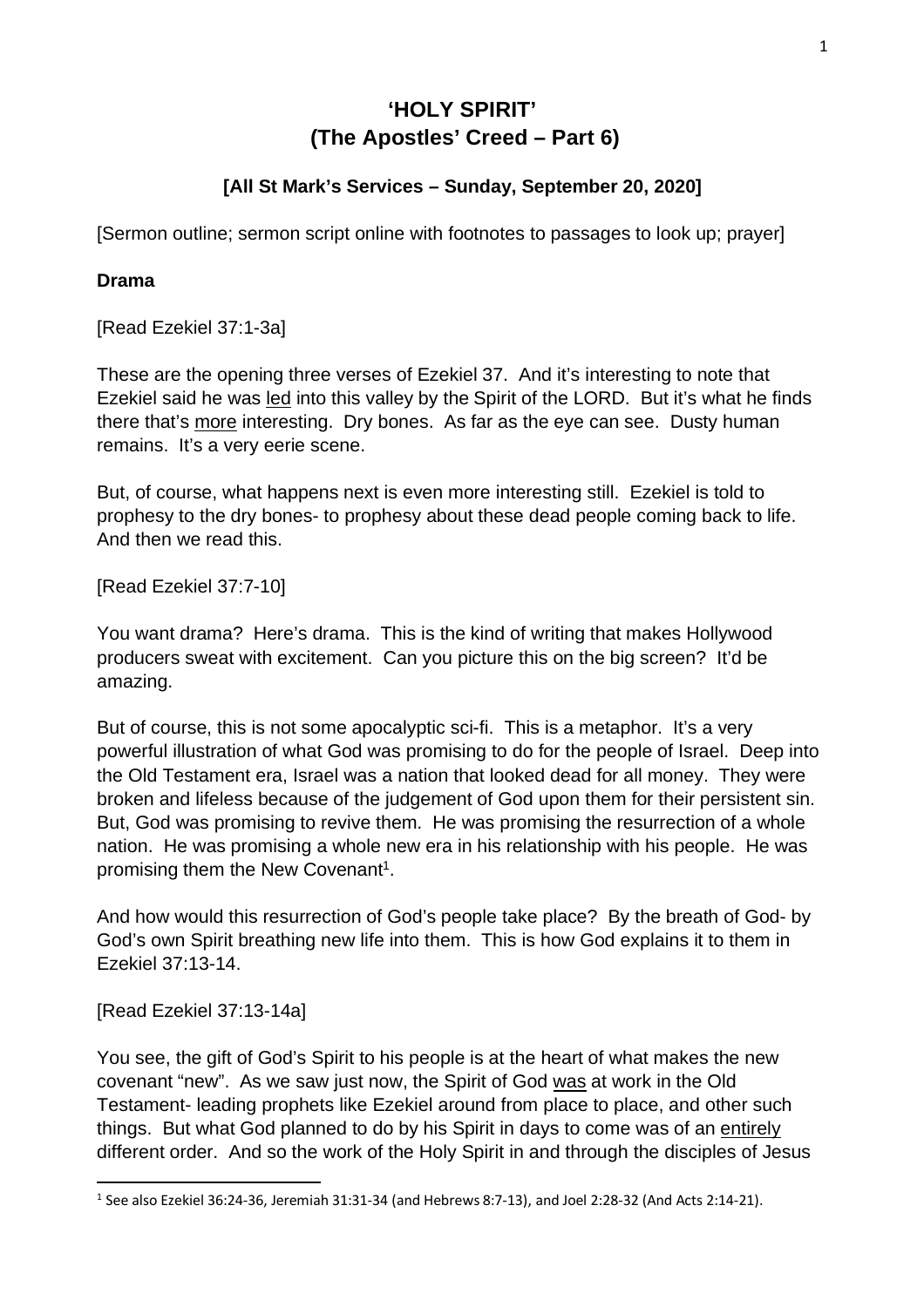# 'HOLY SPIRIT'
# (The Apostles' Creed – Part 6)

### [All St Mark's Services – Sunday, September 20, 2020]

[Sermon outline; sermon script online with footnotes to passages to look up; prayer]

**Drama**

[Read Ezekiel 37:1-3a]

These are the opening three verses of Ezekiel 37. And it's interesting to note that Ezekiel said he was led into this valley by the Spirit of the LORD. But it's what he finds there that's more interesting. Dry bones. As far as the eye can see. Dusty human remains. It's a very eerie scene.

But, of course, what happens next is even more interesting still. Ezekiel is told to prophesy to the dry bones- to prophesy about these dead people coming back to life. And then we read this.

[Read Ezekiel 37:7-10]

You want drama? Here's drama. This is the kind of writing that makes Hollywood producers sweat with excitement. Can you picture this on the big screen? It'd be amazing.

But of course, this is not some apocalyptic sci-fi. This is a metaphor. It's a very powerful illustration of what God was promising to do for the people of Israel. Deep into the Old Testament era, Israel was a nation that looked dead for all money. They were broken and lifeless because of the judgement of God upon them for their persistent sin. But, God was promising to revive them. He was promising the resurrection of a whole nation. He was promising a whole new era in his relationship with his people. He was promising them the New Covenant[1].

And how would this resurrection of God's people take place? By the breath of God- by God's own Spirit breathing new life into them. This is how God explains it to them in Ezekiel 37:13-14.

[Read Ezekiel 37:13-14a]

You see, the gift of God's Spirit to his people is at the heart of what makes the new covenant "new". As we saw just now, the Spirit of God was at work in the Old Testament- leading prophets like Ezekiel around from place to place, and other such things. But what God planned to do by his Spirit in days to come was of an entirely different order. And so the work of the Holy Spirit in and through the disciples of Jesus

[1] See also Ezekiel 36:24-36, Jeremiah 31:31-34 (and Hebrews 8:7-13), and Joel 2:28-32 (And Acts 2:14-21).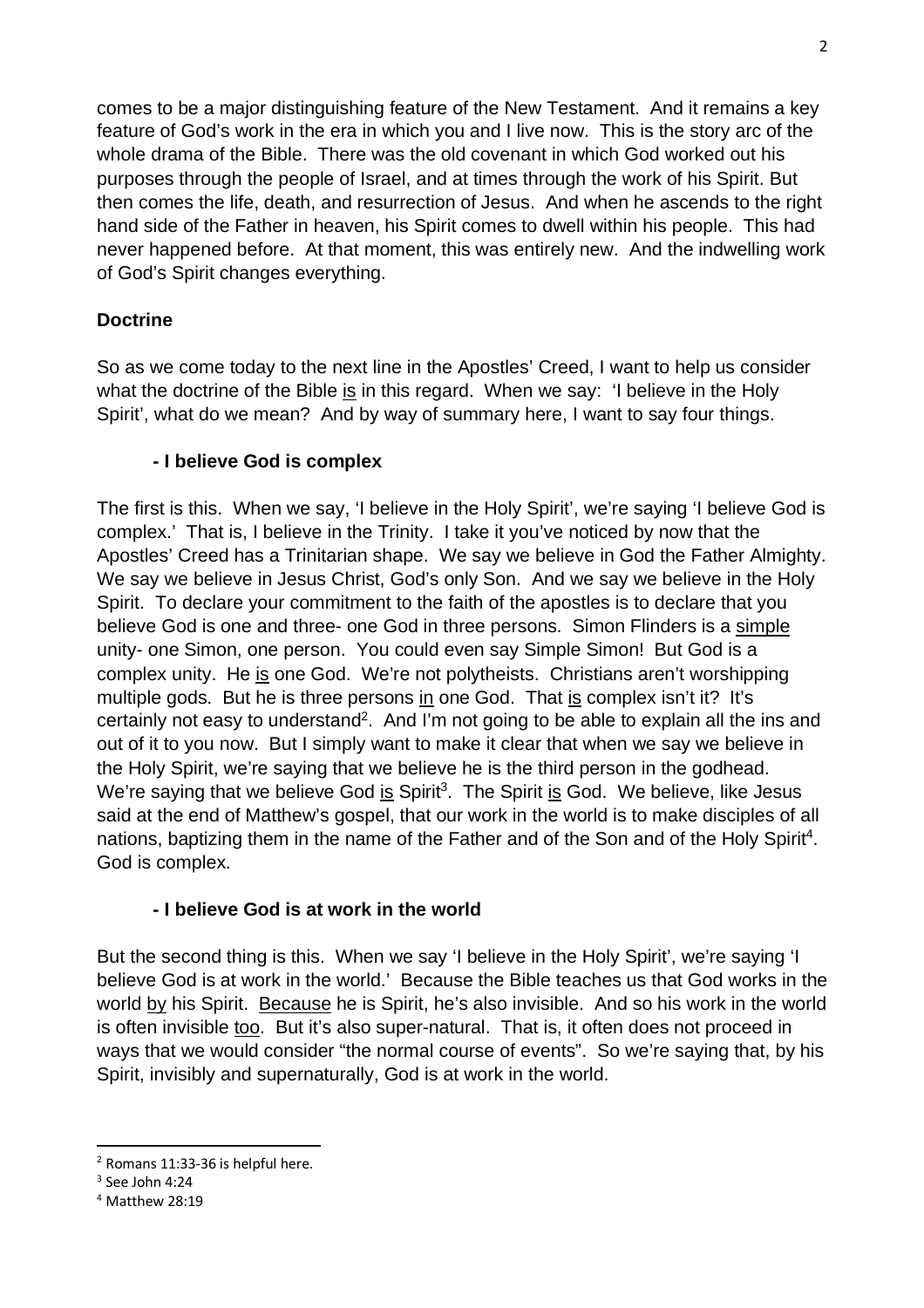comes to be a major distinguishing feature of the New Testament. And it remains a key feature of God's work in the era in which you and I live now. This is the story arc of the whole drama of the Bible. There was the old covenant in which God worked out his purposes through the people of Israel, and at times through the work of his Spirit. But then comes the life, death, and resurrection of Jesus. And when he ascends to the right hand side of the Father in heaven, his Spirit comes to dwell within his people. This had never happened before. At that moment, this was entirely new. And the indwelling work of God's Spirit changes everything.

**Doctrine**

So as we come today to the next line in the Apostles' Creed, I want to help us consider what the doctrine of the Bible is in this regard. When we say: 'I believe in the Holy Spirit', what do we mean? And by way of summary here, I want to say four things.

**- I believe God is complex**

The first is this. When we say, 'I believe in the Holy Spirit', we're saying 'I believe God is complex.' That is, I believe in the Trinity. I take it you've noticed by now that the Apostles' Creed has a Trinitarian shape. We say we believe in God the Father Almighty. We say we believe in Jesus Christ, God's only Son. And we say we believe in the Holy Spirit. To declare your commitment to the faith of the apostles is to declare that you believe God is one and three- one God in three persons. Simon Flinders is a simple unity- one Simon, one person. You could even say Simple Simon! But God is a complex unity. He is one God. We're not polytheists. Christians aren't worshipping multiple gods. But he is three persons in one God. That is complex isn't it? It's certainly not easy to understand[2]. And I'm not going to be able to explain all the ins and out of it to you now. But I simply want to make it clear that when we say we believe in the Holy Spirit, we're saying that we believe he is the third person in the godhead. We're saying that we believe God is Spirit[3]. The Spirit is God. We believe, like Jesus said at the end of Matthew's gospel, that our work in the world is to make disciples of all nations, baptizing them in the name of the Father and of the Son and of the Holy Spirit[4]. God is complex.

**- I believe God is at work in the world**

But the second thing is this. When we say 'I believe in the Holy Spirit', we're saying 'I believe God is at work in the world.' Because the Bible teaches us that God works in the world by his Spirit. Because he is Spirit, he's also invisible. And so his work in the world is often invisible too. But it's also super-natural. That is, it often does not proceed in ways that we would consider "the normal course of events". So we're saying that, by his Spirit, invisibly and supernaturally, God is at work in the world.

---

[2] Romans 11:33-36 is helpful here.

[3] See John 4:24

[4] Matthew 28:19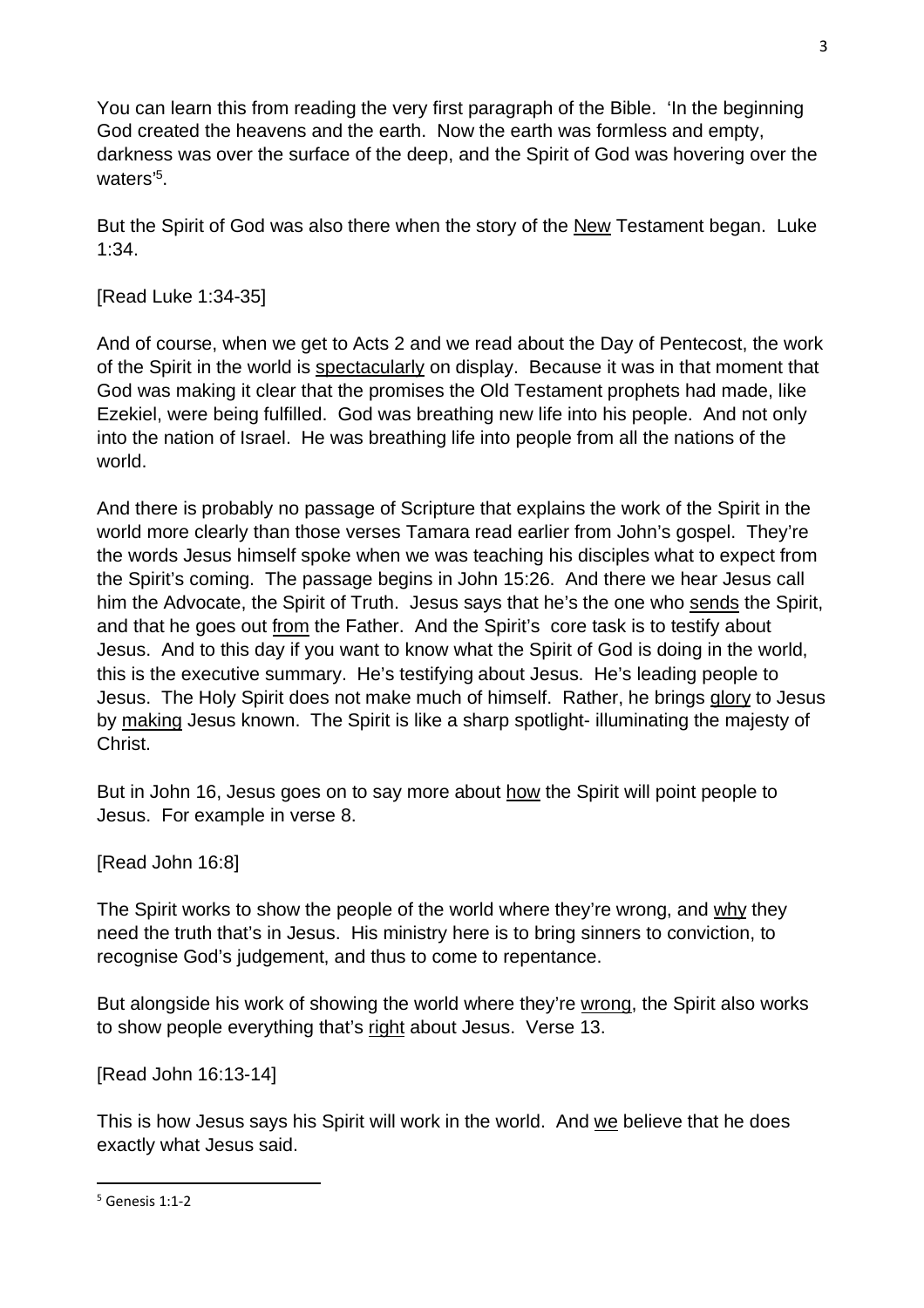You can learn this from reading the very first paragraph of the Bible. 'In the beginning God created the heavens and the earth. Now the earth was formless and empty, darkness was over the surface of the deep, and the Spirit of God was hovering over the waters'[5].

But the Spirit of God was also there when the story of the New Testament began. Luke 1:34.

[Read Luke 1:34-35]

And of course, when we get to Acts 2 and we read about the Day of Pentecost, the work of the Spirit in the world is spectacularly on display. Because it was in that moment that God was making it clear that the promises the Old Testament prophets had made, like Ezekiel, were being fulfilled. God was breathing new life into his people. And not only into the nation of Israel. He was breathing life into people from all the nations of the world.

And there is probably no passage of Scripture that explains the work of the Spirit in the world more clearly than those verses Tamara read earlier from John's gospel. They're the words Jesus himself spoke when we was teaching his disciples what to expect from the Spirit's coming. The passage begins in John 15:26. And there we hear Jesus call him the Advocate, the Spirit of Truth. Jesus says that he's the one who sends the Spirit, and that he goes out from the Father. And the Spirit's core task is to testify about Jesus. And to this day if you want to know what the Spirit of God is doing in the world, this is the executive summary. He's testifying about Jesus. He's leading people to Jesus. The Holy Spirit does not make much of himself. Rather, he brings glory to Jesus by making Jesus known. The Spirit is like a sharp spotlight- illuminating the majesty of Christ.

But in John 16, Jesus goes on to say more about how the Spirit will point people to Jesus. For example in verse 8.

[Read John 16:8]

The Spirit works to show the people of the world where they're wrong, and why they need the truth that's in Jesus. His ministry here is to bring sinners to conviction, to recognise God's judgement, and thus to come to repentance.

But alongside his work of showing the world where they're wrong, the Spirit also works to show people everything that's right about Jesus. Verse 13.

[Read John 16:13-14]

This is how Jesus says his Spirit will work in the world. And we believe that he does exactly what Jesus said.

---

[5] Genesis 1:1-2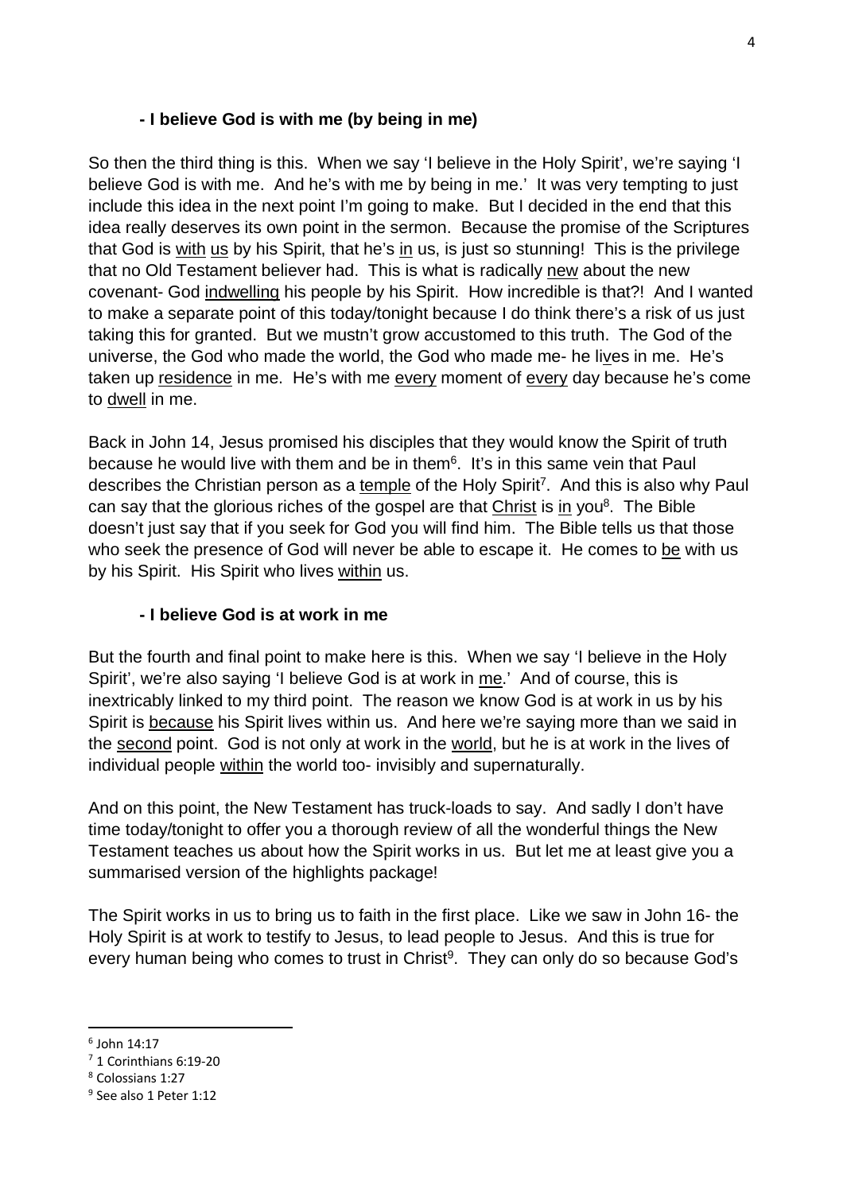**- I believe God is with me (by being in me)**

So then the third thing is this. When we say 'I believe in the Holy Spirit', we're saying 'I believe God is with me. And he's with me by being in me.' It was very tempting to just include this idea in the next point I'm going to make. But I decided in the end that this idea really deserves its own point in the sermon. Because the promise of the Scriptures that God is with us by his Spirit, that he's in us, is just so stunning! This is the privilege that no Old Testament believer had. This is what is radically new about the new covenant- God indwelling his people by his Spirit. How incredible is that?! And I wanted to make a separate point of this today/tonight because I do think there's a risk of us just taking this for granted. But we mustn't grow accustomed to this truth. The God of the universe, the God who made the world, the God who made me- he lives in me. He's taken up residence in me. He's with me every moment of every day because he's come to dwell in me.

Back in John 14, Jesus promised his disciples that they would know the Spirit of truth because he would live with them and be in them[6]. It's in this same vein that Paul describes the Christian person as a temple of the Holy Spirit[7]. And this is also why Paul can say that the glorious riches of the gospel are that Christ is in you[8]. The Bible doesn't just say that if you seek for God you will find him. The Bible tells us that those who seek the presence of God will never be able to escape it. He comes to be with us by his Spirit. His Spirit who lives within us.

**- I believe God is at work in me**

But the fourth and final point to make here is this. When we say 'I believe in the Holy Spirit', we're also saying 'I believe God is at work in me.' And of course, this is inextricably linked to my third point. The reason we know God is at work in us by his Spirit is because his Spirit lives within us. And here we're saying more than we said in the second point. God is not only at work in the world, but he is at work in the lives of individual people within the world too- invisibly and supernaturally.

And on this point, the New Testament has truck-loads to say. And sadly I don't have time today/tonight to offer you a thorough review of all the wonderful things the New Testament teaches us about how the Spirit works in us. But let me at least give you a summarised version of the highlights package!

The Spirit works in us to bring us to faith in the first place. Like we saw in John 16- the Holy Spirit is at work to testify to Jesus, to lead people to Jesus. And this is true for every human being who comes to trust in Christ[9]. They can only do so because God's

---

[6] John 14:17

[7] 1 Corinthians 6:19-20

[8] Colossians 1:27

[9] See also 1 Peter 1:12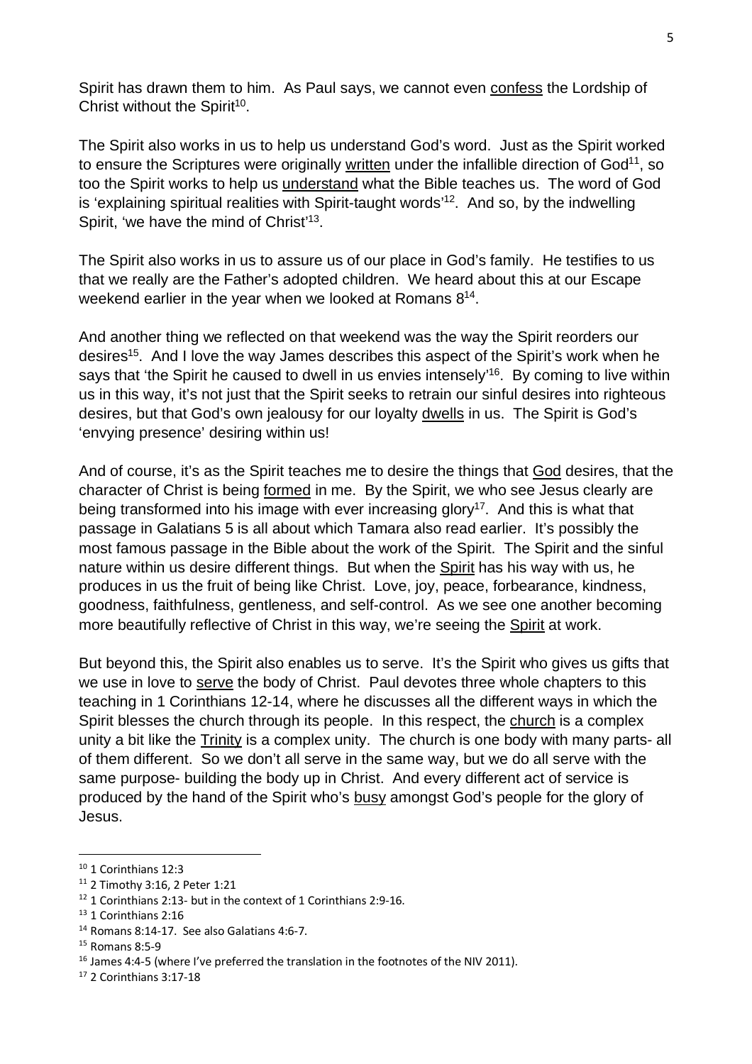Spirit has drawn them to him. As Paul says, we cannot even <u>confess</u> the Lordship of Christ without the Spirit[10].

The Spirit also works in us to help us understand God's word. Just as the Spirit worked to ensure the Scriptures were originally <u>written</u> under the infallible direction of God[11], so too the Spirit works to help us <u>understand</u> what the Bible teaches us. The word of God is 'explaining spiritual realities with Spirit-taught words'[12]. And so, by the indwelling Spirit, 'we have the mind of Christ'[13].

The Spirit also works in us to assure us of our place in God's family. He testifies to us that we really are the Father's adopted children. We heard about this at our Escape weekend earlier in the year when we looked at Romans 8[14].

And another thing we reflected on that weekend was the way the Spirit reorders our desires[15]. And I love the way James describes this aspect of the Spirit's work when he says that 'the Spirit he caused to dwell in us envies intensely'[16]. By coming to live within us in this way, it's not just that the Spirit seeks to retrain our sinful desires into righteous desires, but that God's own jealousy for our loyalty <u>dwells</u> in us. The Spirit is God's 'envying presence' desiring within us!

And of course, it's as the Spirit teaches me to desire the things that <u>God</u> desires, that the character of Christ is being <u>formed</u> in me. By the Spirit, we who see Jesus clearly are being transformed into his image with ever increasing glory[17]. And this is what that passage in Galatians 5 is all about which Tamara also read earlier. It's possibly the most famous passage in the Bible about the work of the Spirit. The Spirit and the sinful nature within us desire different things. But when the <u>Spirit</u> has his way with us, he produces in us the fruit of being like Christ. Love, joy, peace, forbearance, kindness, goodness, faithfulness, gentleness, and self-control. As we see one another becoming more beautifully reflective of Christ in this way, we're seeing the <u>Spirit</u> at work.

But beyond this, the Spirit also enables us to serve. It's the Spirit who gives us gifts that we use in love to <u>serve</u> the body of Christ. Paul devotes three whole chapters to this teaching in 1 Corinthians 12-14, where he discusses all the different ways in which the Spirit blesses the church through its people. In this respect, the <u>church</u> is a complex unity a bit like the <u>Trinity</u> is a complex unity. The church is one body with many parts- all of them different. So we don't all serve in the same way, but we do all serve with the same purpose- building the body up in Christ. And every different act of service is produced by the hand of the Spirit who's <u>busy</u> amongst God's people for the glory of Jesus.

---

[10] 1 Corinthians 12:3

[11] 2 Timothy 3:16, 2 Peter 1:21

[12] 1 Corinthians 2:13- but in the context of 1 Corinthians 2:9-16.

[13] 1 Corinthians 2:16

[14] Romans 8:14-17. See also Galatians 4:6-7.

[15] Romans 8:5-9

[16] James 4:4-5 (where I've preferred the translation in the footnotes of the NIV 2011).

[17] 2 Corinthians 3:17-18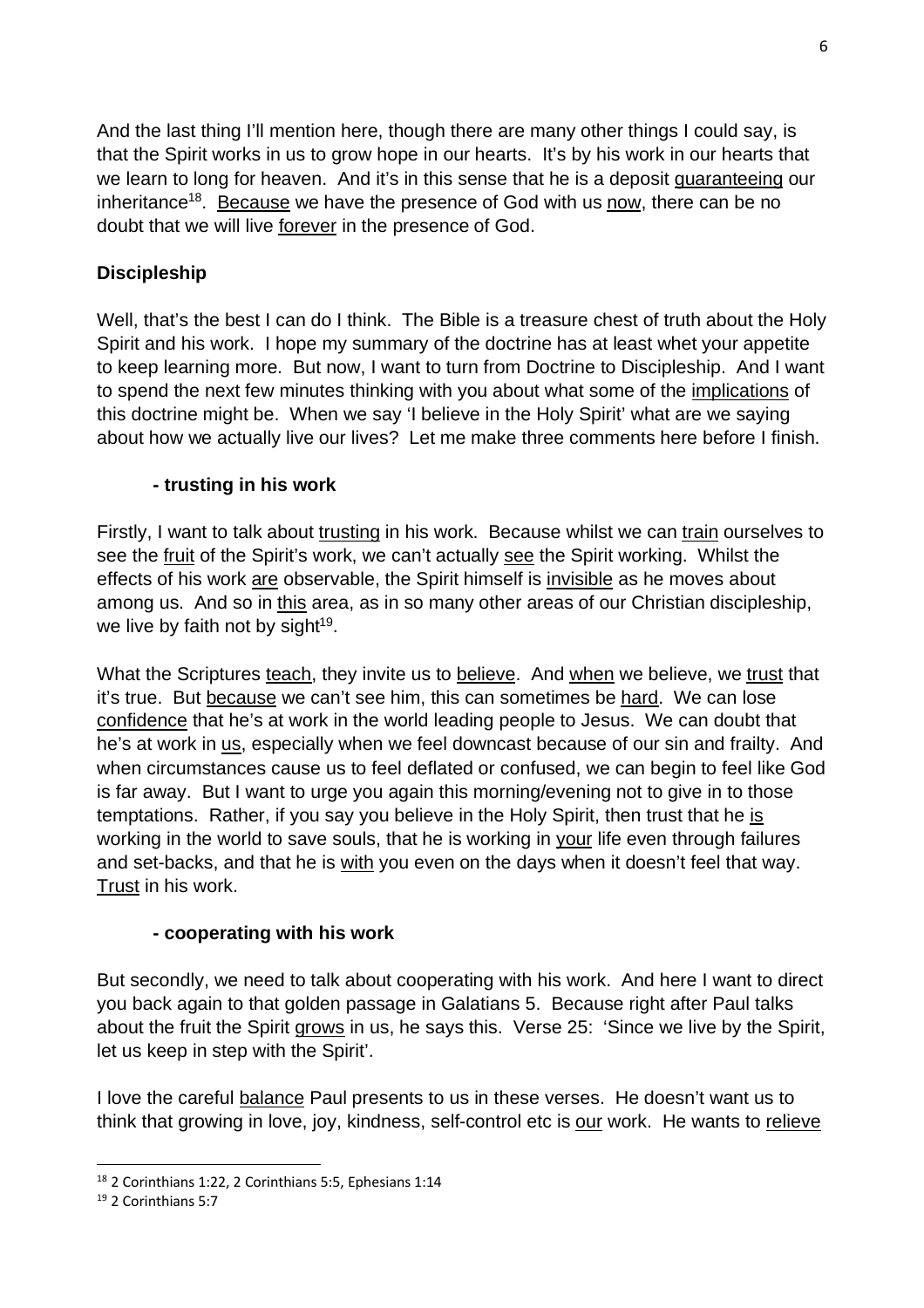And the last thing I'll mention here, though there are many other things I could say, is that the Spirit works in us to grow hope in our hearts. It's by his work in our hearts that we learn to long for heaven. And it's in this sense that he is a deposit guaranteeing our inheritance[18]. Because we have the presence of God with us now, there can be no doubt that we will live forever in the presence of God.

**Discipleship**

Well, that's the best I can do I think. The Bible is a treasure chest of truth about the Holy Spirit and his work. I hope my summary of the doctrine has at least whet your appetite to keep learning more. But now, I want to turn from Doctrine to Discipleship. And I want to spend the next few minutes thinking with you about what some of the implications of this doctrine might be. When we say 'I believe in the Holy Spirit' what are we saying about how we actually live our lives? Let me make three comments here before I finish.

**- trusting in his work**

Firstly, I want to talk about trusting in his work. Because whilst we can train ourselves to see the fruit of the Spirit's work, we can't actually see the Spirit working. Whilst the effects of his work are observable, the Spirit himself is invisible as he moves about among us. And so in this area, as in so many other areas of our Christian discipleship, we live by faith not by sight[19].

What the Scriptures teach, they invite us to believe. And when we believe, we trust that it's true. But because we can't see him, this can sometimes be hard. We can lose confidence that he's at work in the world leading people to Jesus. We can doubt that he's at work in us, especially when we feel downcast because of our sin and frailty. And when circumstances cause us to feel deflated or confused, we can begin to feel like God is far away. But I want to urge you again this morning/evening not to give in to those temptations. Rather, if you say you believe in the Holy Spirit, then trust that he is working in the world to save souls, that he is working in your life even through failures and set-backs, and that he is with you even on the days when it doesn't feel that way. Trust in his work.

**- cooperating with his work**

But secondly, we need to talk about cooperating with his work. And here I want to direct you back again to that golden passage in Galatians 5. Because right after Paul talks about the fruit the Spirit grows in us, he says this. Verse 25: 'Since we live by the Spirit, let us keep in step with the Spirit'.

I love the careful balance Paul presents to us in these verses. He doesn't want us to think that growing in love, joy, kindness, self-control etc is our work. He wants to relieve

---

[18] 2 Corinthians 1:22, 2 Corinthians 5:5, Ephesians 1:14

[19] 2 Corinthians 5:7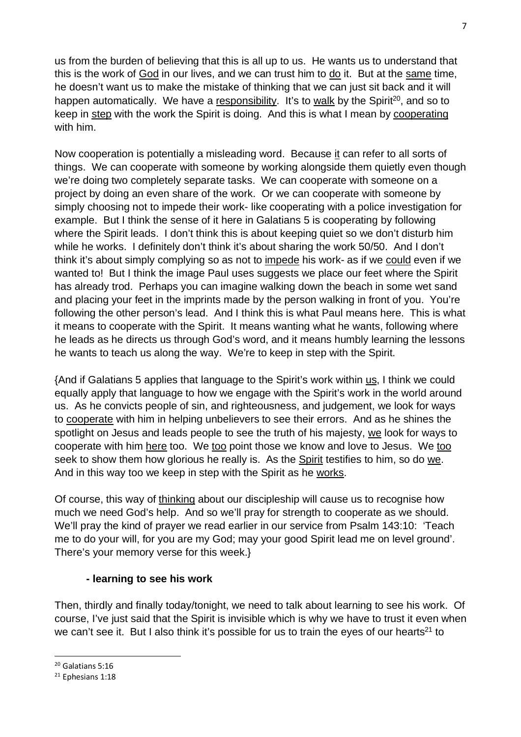us from the burden of believing that this is all up to us. He wants us to understand that this is the work of God in our lives, and we can trust him to do it. But at the same time, he doesn't want us to make the mistake of thinking that we can just sit back and it will happen automatically. We have a responsibility. It's to walk by the Spirit[20], and so to keep in step with the work the Spirit is doing. And this is what I mean by cooperating with him.

Now cooperation is potentially a misleading word. Because it can refer to all sorts of things. We can cooperate with someone by working alongside them quietly even though we're doing two completely separate tasks. We can cooperate with someone on a project by doing an even share of the work. Or we can cooperate with someone by simply choosing not to impede their work- like cooperating with a police investigation for example. But I think the sense of it here in Galatians 5 is cooperating by following where the Spirit leads. I don't think this is about keeping quiet so we don't disturb him while he works. I definitely don't think it's about sharing the work 50/50. And I don't think it's about simply complying so as not to impede his work- as if we could even if we wanted to! But I think the image Paul uses suggests we place our feet where the Spirit has already trod. Perhaps you can imagine walking down the beach in some wet sand and placing your feet in the imprints made by the person walking in front of you. You're following the other person's lead. And I think this is what Paul means here. This is what it means to cooperate with the Spirit. It means wanting what he wants, following where he leads as he directs us through God's word, and it means humbly learning the lessons he wants to teach us along the way. We're to keep in step with the Spirit.

{And if Galatians 5 applies that language to the Spirit's work within us, I think we could equally apply that language to how we engage with the Spirit's work in the world around us. As he convicts people of sin, and righteousness, and judgement, we look for ways to cooperate with him in helping unbelievers to see their errors. And as he shines the spotlight on Jesus and leads people to see the truth of his majesty, we look for ways to cooperate with him here too. We too point those we know and love to Jesus. We too seek to show them how glorious he really is. As the Spirit testifies to him, so do we. And in this way too we keep in step with the Spirit as he works.

Of course, this way of thinking about our discipleship will cause us to recognise how much we need God's help. And so we'll pray for strength to cooperate as we should. We'll pray the kind of prayer we read earlier in our service from Psalm 143:10: 'Teach me to do your will, for you are my God; may your good Spirit lead me on level ground'. There's your memory verse for this week.}

**- learning to see his work**

Then, thirdly and finally today/tonight, we need to talk about learning to see his work. Of course, I've just said that the Spirit is invisible which is why we have to trust it even when we can't see it. But I also think it's possible for us to train the eyes of our hearts[21] to

[20] Galatians 5:16

[21] Ephesians 1:18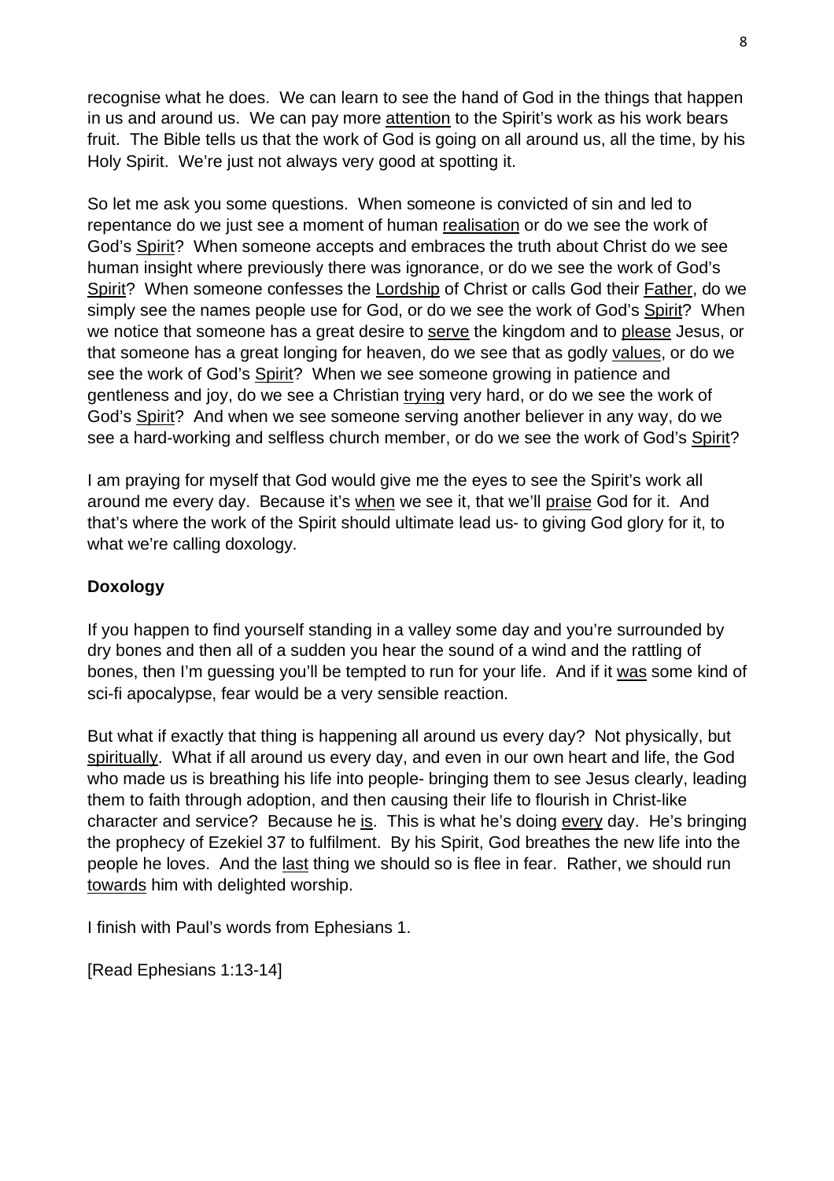recognise what he does. We can learn to see the hand of God in the things that happen in us and around us. We can pay more attention to the Spirit's work as his work bears fruit. The Bible tells us that the work of God is going on all around us, all the time, by his Holy Spirit. We're just not always very good at spotting it.

So let me ask you some questions. When someone is convicted of sin and led to repentance do we just see a moment of human realisation or do we see the work of God's Spirit? When someone accepts and embraces the truth about Christ do we see human insight where previously there was ignorance, or do we see the work of God's Spirit? When someone confesses the Lordship of Christ or calls God their Father, do we simply see the names people use for God, or do we see the work of God's Spirit? When we notice that someone has a great desire to serve the kingdom and to please Jesus, or that someone has a great longing for heaven, do we see that as godly values, or do we see the work of God's Spirit? When we see someone growing in patience and gentleness and joy, do we see a Christian trying very hard, or do we see the work of God's Spirit? And when we see someone serving another believer in any way, do we see a hard-working and selfless church member, or do we see the work of God's Spirit?

I am praying for myself that God would give me the eyes to see the Spirit's work all around me every day. Because it's when we see it, that we'll praise God for it. And that's where the work of the Spirit should ultimate lead us- to giving God glory for it, to what we're calling doxology.

**Doxology**

If you happen to find yourself standing in a valley some day and you're surrounded by dry bones and then all of a sudden you hear the sound of a wind and the rattling of bones, then I'm guessing you'll be tempted to run for your life. And if it was some kind of sci-fi apocalypse, fear would be a very sensible reaction.

But what if exactly that thing is happening all around us every day? Not physically, but spiritually. What if all around us every day, and even in our own heart and life, the God who made us is breathing his life into people- bringing them to see Jesus clearly, leading them to faith through adoption, and then causing their life to flourish in Christ-like character and service? Because he is. This is what he's doing every day. He's bringing the prophecy of Ezekiel 37 to fulfilment. By his Spirit, God breathes the new life into the people he loves. And the last thing we should so is flee in fear. Rather, we should run towards him with delighted worship.

I finish with Paul's words from Ephesians 1.

[Read Ephesians 1:13-14]